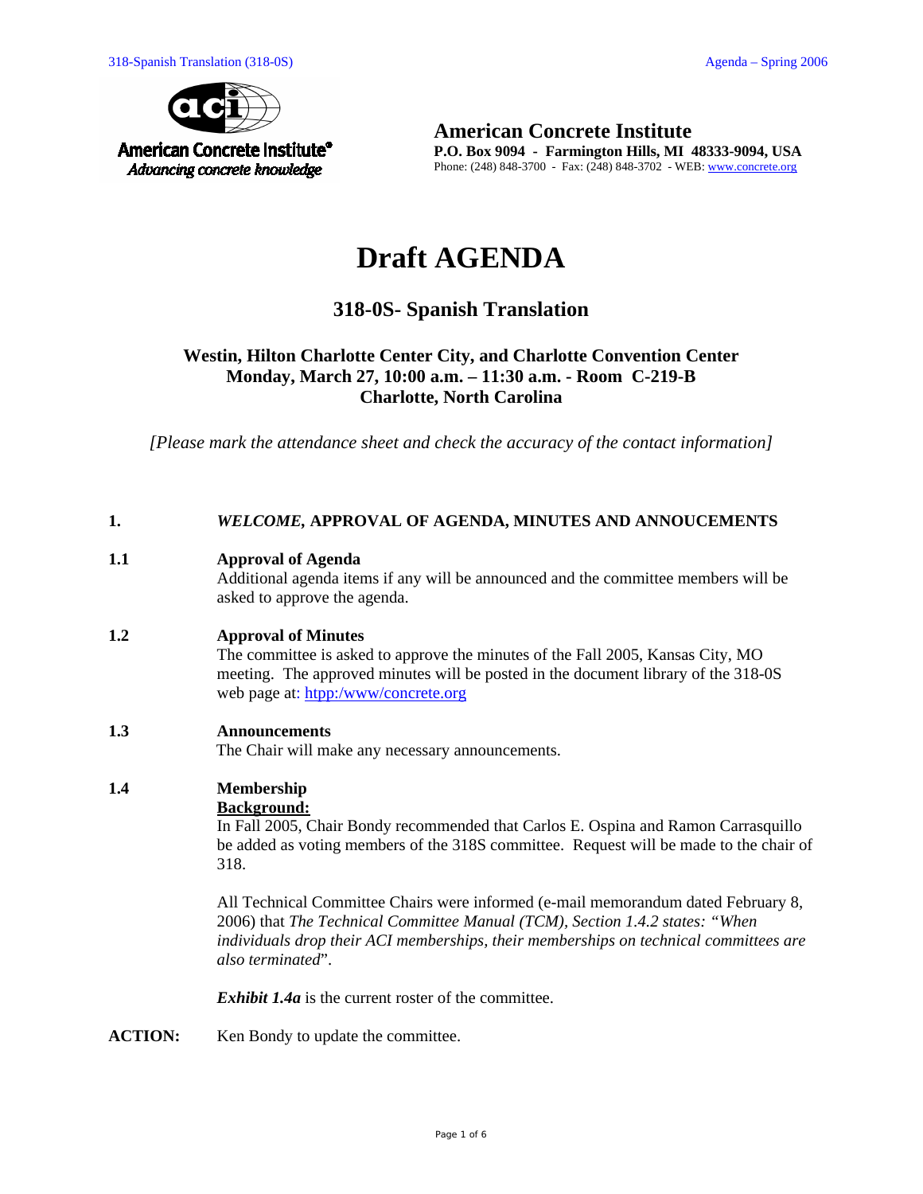**American Concrete Institute**
Advancing concrete knowledge

**American Concrete Institute**
**P.O. Box 9094 - Farmington Hills, MI 48333-9094, USA**
Phone: (248) 848-3700 - Fax: (248) 848-3702 - WEB: [www.concrete.org](www.concrete.org)

# Draft AGENDA

## 318-0S- Spanish Translation

### Westin, Hilton Charlotte Center City, and Charlotte Convention Center
### Monday, March 27, 10:00 a.m. – 11:30 a.m. - Room C-219-B
### Charlotte, North Carolina

*[Please mark the attendance sheet and check the accuracy of the contact information]*

**1. *WELCOME*, APPROVAL OF AGENDA, MINUTES AND ANNOUCEMENTS**

**1.1 Approval of Agenda**

Additional agenda items if any will be announced and the committee members will be asked to approve the agenda.

**1.2 Approval of Minutes**

The committee is asked to approve the minutes of the Fall 2005, Kansas City, MO meeting. The approved minutes will be posted in the document library of the 318-0S web page at: [htpp:/www/concrete.org](htpp:/www/concrete.org)

**1.3 Announcements**

The Chair will make any necessary announcements.

**1.4 Membership**

**Background:**

In Fall 2005, Chair Bondy recommended that Carlos E. Ospina and Ramon Carrasquillo be added as voting members of the 318S committee. Request will be made to the chair of 318.

All Technical Committee Chairs were informed (e-mail memorandum dated February 8, 2006) that *The Technical Committee Manual (TCM), Section 1.4.2 states: "When individuals drop their ACI memberships, their memberships on technical committees are also terminated*".

***Exhibit 1.4a*** is the current roster of the committee.

**ACTION:** Ken Bondy to update the committee.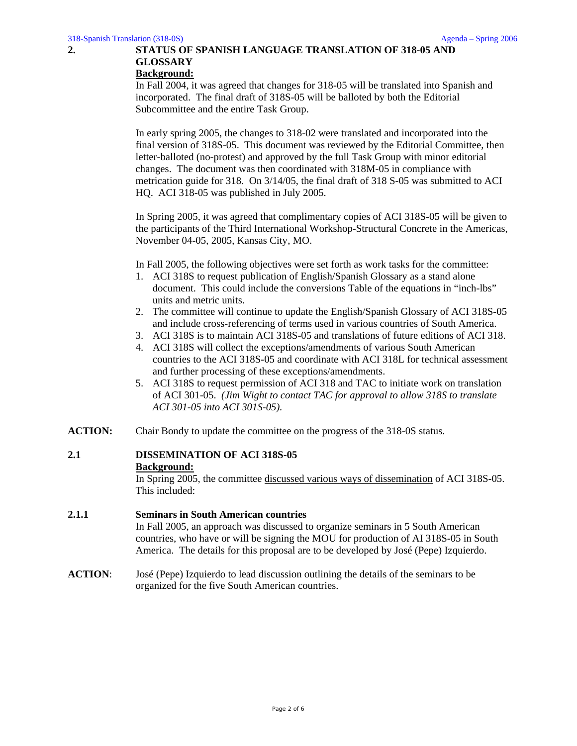## 2. STATUS OF SPANISH LANGUAGE TRANSLATION OF 318-05 AND GLOSSARY

**Background:**

In Fall 2004, it was agreed that changes for 318-05 will be translated into Spanish and incorporated. The final draft of 318S-05 will be balloted by both the Editorial Subcommittee and the entire Task Group.

In early spring 2005, the changes to 318-02 were translated and incorporated into the final version of 318S-05. This document was reviewed by the Editorial Committee, then letter-balloted (no-protest) and approved by the full Task Group with minor editorial changes. The document was then coordinated with 318M-05 in compliance with metrication guide for 318. On 3/14/05, the final draft of 318 S-05 was submitted to ACI HQ. ACI 318-05 was published in July 2005.

In Spring 2005, it was agreed that complimentary copies of ACI 318S-05 will be given to the participants of the Third International Workshop-Structural Concrete in the Americas, November 04-05, 2005, Kansas City, MO.

In Fall 2005, the following objectives were set forth as work tasks for the committee:

1. ACI 318S to request publication of English/Spanish Glossary as a stand alone document. This could include the conversions Table of the equations in "inch-lbs" units and metric units.
2. The committee will continue to update the English/Spanish Glossary of ACI 318S-05 and include cross-referencing of terms used in various countries of South America.
3. ACI 318S is to maintain ACI 318S-05 and translations of future editions of ACI 318.
4. ACI 318S will collect the exceptions/amendments of various South American countries to the ACI 318S-05 and coordinate with ACI 318L for technical assessment and further processing of these exceptions/amendments.
5. ACI 318S to request permission of ACI 318 and TAC to initiate work on translation of ACI 301-05. *(Jim Wight to contact TAC for approval to allow 318S to translate ACI 301-05 into ACI 301S-05).*

**ACTION:** Chair Bondy to update the committee on the progress of the 318-0S status.

### 2.1 DISSEMINATION OF ACI 318S-05

**Background:**

In Spring 2005, the committee <u>discussed various ways of dissemination</u> of ACI 318S-05. This included:

#### 2.1.1 Seminars in South American countries

In Fall 2005, an approach was discussed to organize seminars in 5 South American countries, who have or will be signing the MOU for production of AI 318S-05 in South America. The details for this proposal are to be developed by José (Pepe) Izquierdo.

**ACTION**: José (Pepe) Izquierdo to lead discussion outlining the details of the seminars to be organized for the five South American countries.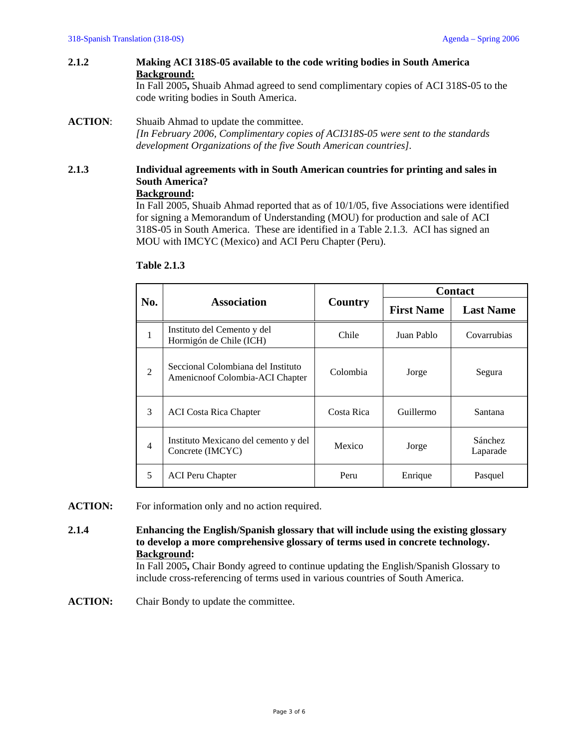**2.1.2 Making ACI 318S-05 available to the code writing bodies in South America**

**Background:**

In Fall 2005**,** Shuaib Ahmad agreed to send complimentary copies of ACI 318S-05 to the code writing bodies in South America.

**ACTION**: Shuaib Ahmad to update the committee.

*[In February 2006, Complimentary copies of ACI318S-05 were sent to the standards development Organizations of the five South American countries]*.

**2.1.3 Individual agreements with in South American countries for printing and sales in South America?**

**Background:**

In Fall 2005, Shuaib Ahmad reported that as of 10/1/05, five Associations were identified for signing a Memorandum of Understanding (MOU) for production and sale of ACI 318S-05 in South America. These are identified in a Table 2.1.3. ACI has signed an MOU with IMCYC (Mexico) and ACI Peru Chapter (Peru).

**Table 2.1.3**

| No. | Association | Country | Contact | |
|---|---|---|---|---|
| | | | First Name | Last Name |
| 1 | Instituto del Cemento y del Hormigón de Chile (ICH) | Chile | Juan Pablo | Covarrubias |
| 2 | Seccional Colombiana del Instituto Amenicnoof Colombia-ACI Chapter | Colombia | Jorge | Segura |
| 3 | ACI Costa Rica Chapter | Costa Rica | Guillermo | Santana |
| 4 | Instituto Mexicano del cemento y del Concrete (IMCYC) | Mexico | Jorge | Sánchez Laparade |
| 5 | ACI Peru Chapter | Peru | Enrique | Pasquel |

**ACTION:** For information only and no action required.

**2.1.4 Enhancing the English/Spanish glossary that will include using the existing glossary to develop a more comprehensive glossary of terms used in concrete technology.**

**Background:**

In Fall 2005**,** Chair Bondy agreed to continue updating the English/Spanish Glossary to include cross-referencing of terms used in various countries of South America.

**ACTION:** Chair Bondy to update the committee.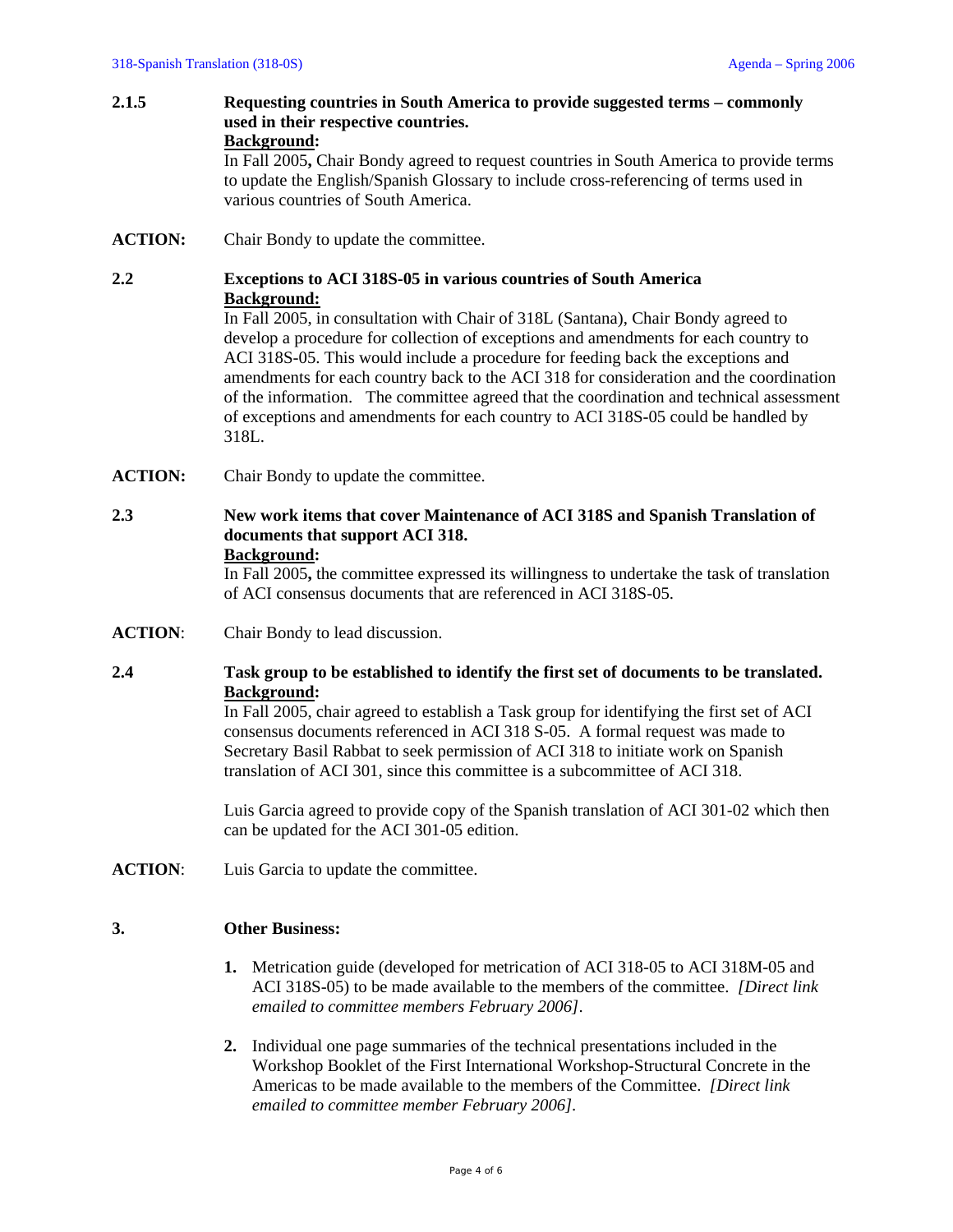**2.1.5 Requesting countries in South America to provide suggested terms – commonly used in their respective countries.**

**Background:**

In Fall 2005**,** Chair Bondy agreed to request countries in South America to provide terms to update the English/Spanish Glossary to include cross-referencing of terms used in various countries of South America.

**ACTION:** Chair Bondy to update the committee.

**2.2 Exceptions to ACI 318S-05 in various countries of South America**

**Background:**

In Fall 2005, in consultation with Chair of 318L (Santana), Chair Bondy agreed to develop a procedure for collection of exceptions and amendments for each country to ACI 318S-05. This would include a procedure for feeding back the exceptions and amendments for each country back to the ACI 318 for consideration and the coordination of the information. The committee agreed that the coordination and technical assessment of exceptions and amendments for each country to ACI 318S-05 could be handled by 318L.

**ACTION:** Chair Bondy to update the committee.

**2.3 New work items that cover Maintenance of ACI 318S and Spanish Translation of documents that support ACI 318.**

**Background:**

In Fall 2005**,** the committee expressed its willingness to undertake the task of translation of ACI consensus documents that are referenced in ACI 318S-05.

**ACTION**: Chair Bondy to lead discussion.

**2.4 Task group to be established to identify the first set of documents to be translated.**

**Background:**

In Fall 2005, chair agreed to establish a Task group for identifying the first set of ACI consensus documents referenced in ACI 318 S-05. A formal request was made to Secretary Basil Rabbat to seek permission of ACI 318 to initiate work on Spanish translation of ACI 301, since this committee is a subcommittee of ACI 318.

Luis Garcia agreed to provide copy of the Spanish translation of ACI 301-02 which then can be updated for the ACI 301-05 edition.

**ACTION**: Luis Garcia to update the committee.

**3. Other Business:**

1. Metrication guide (developed for metrication of ACI 318-05 to ACI 318M-05 and ACI 318S-05) to be made available to the members of the committee. *[Direct link emailed to committee members February 2006]*.

2. Individual one page summaries of the technical presentations included in the Workshop Booklet of the First International Workshop-Structural Concrete in the Americas to be made available to the members of the Committee. *[Direct link emailed to committee member February 2006]*.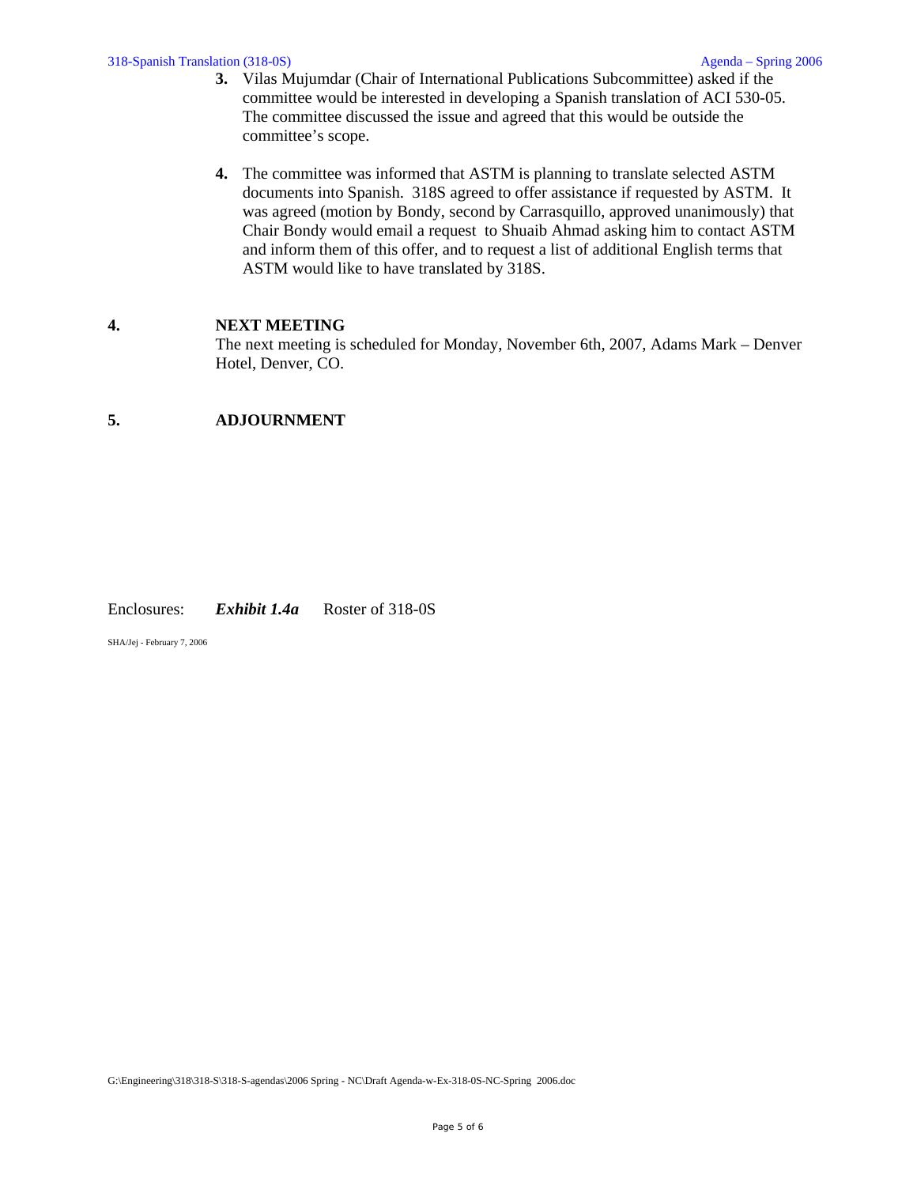3. Vilas Mujumdar (Chair of International Publications Subcommittee) asked if the committee would be interested in developing a Spanish translation of ACI 530-05. The committee discussed the issue and agreed that this would be outside the committee's scope.

4. The committee was informed that ASTM is planning to translate selected ASTM documents into Spanish. 318S agreed to offer assistance if requested by ASTM. It was agreed (motion by Bondy, second by Carrasquillo, approved unanimously) that Chair Bondy would email a request to Shuaib Ahmad asking him to contact ASTM and inform them of this offer, and to request a list of additional English terms that ASTM would like to have translated by 318S.

## 4. NEXT MEETING

The next meeting is scheduled for Monday, November 6th, 2007, Adams Mark – Denver Hotel, Denver, CO.

## 5. ADJOURNMENT

Enclosures: ***Exhibit 1.4a*** Roster of 318-0S

SHA/Jej - February 7, 2006

G:\Engineering\318\318-S\318-S-agendas\2006 Spring - NC\Draft Agenda-w-Ex-318-0S-NC-Spring 2006.doc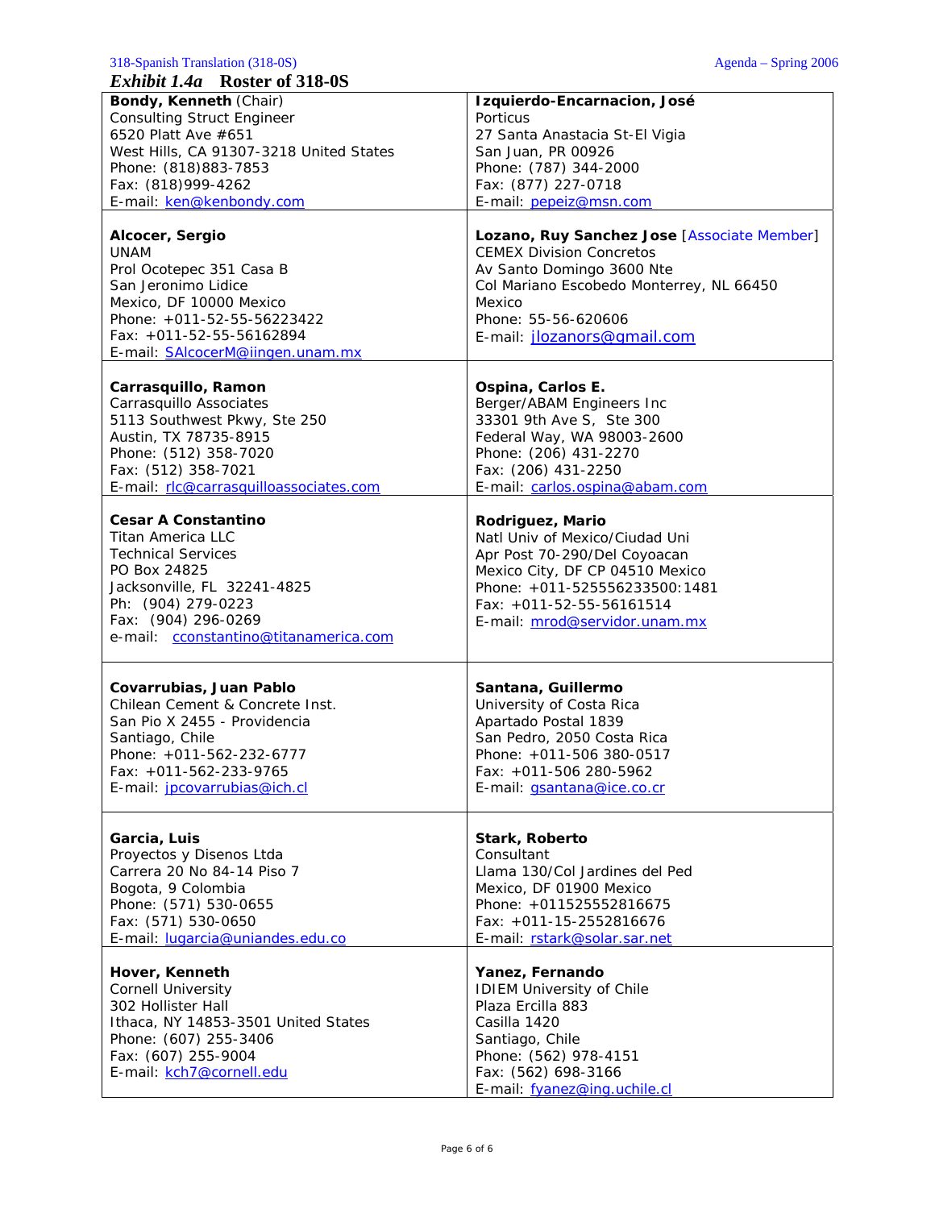*Exhibit 1.4a* **Roster of 318-0S**

| | |
|---|---|
| **Bondy, Kenneth** (Chair)<br>Consulting Struct Engineer<br>6520 Platt Ave #651<br>West Hills, CA 91307-3218 United States<br>Phone: (818)883-7853<br>Fax: (818)999-4262<br>E-mail: ken@kenbondy.com | **Izquierdo-Encarnacion, José**<br>Porticus<br>27 Santa Anastacia St-El Vigia<br>San Juan, PR 00926<br>Phone: (787) 344-2000<br>Fax: (877) 227-0718<br>E-mail: pepeiz@msn.com |
| **Alcocer, Sergio**<br>UNAM<br>Prol Ocotepec 351 Casa B<br>San Jeronimo Lidice<br>Mexico, DF 10000 Mexico<br>Phone: +011-52-55-56223422<br>Fax: +011-52-55-56162894<br>E-mail: SAlcocerM@iingen.unam.mx | **Lozano, Ruy Sanchez Jose** [Associate Member]<br>CEMEX Division Concretos<br>Av Santo Domingo 3600 Nte<br>Col Mariano Escobedo Monterrey, NL 66450<br>Mexico<br>Phone: 55-56-620606<br>E-mail: jlozanors@gmail.com |
| **Carrasquillo, Ramon**<br>Carrasquillo Associates<br>5113 Southwest Pkwy, Ste 250<br>Austin, TX 78735-8915<br>Phone: (512) 358-7020<br>Fax: (512) 358-7021<br>E-mail: rlc@carrasquilloassociates.com | **Ospina, Carlos E.**<br>Berger/ABAM Engineers Inc<br>33301 9th Ave S, Ste 300<br>Federal Way, WA 98003-2600<br>Phone: (206) 431-2270<br>Fax: (206) 431-2250<br>E-mail: carlos.ospina@abam.com |
| **Cesar A Constantino**<br>Titan America LLC<br>Technical Services<br>PO Box 24825<br>Jacksonville, FL 32241-4825<br>Ph: (904) 279-0223<br>Fax: (904) 296-0269<br>e-mail: cconstantino@titanamerica.com | **Rodriguez, Mario**<br>Natl Univ of Mexico/Ciudad Uni<br>Apr Post 70-290/Del Coyoacan<br>Mexico City, DF CP 04510 Mexico<br>Phone: +011-525556233500:1481<br>Fax: +011-52-55-56161514<br>E-mail: mrod@servidor.unam.mx |
| **Covarrubias, Juan Pablo**<br>Chilean Cement & Concrete Inst.<br>San Pio X 2455 - Providencia<br>Santiago, Chile<br>Phone: +011-562-232-6777<br>Fax: +011-562-233-9765<br>E-mail: jpcovarrubias@ich.cl | **Santana, Guillermo**<br>University of Costa Rica<br>Apartado Postal 1839<br>San Pedro, 2050 Costa Rica<br>Phone: +011-506 380-0517<br>Fax: +011-506 280-5962<br>E-mail: gsantana@ice.co.cr |
| **Garcia, Luis**<br>Proyectos y Disenos Ltda<br>Carrera 20 No 84-14 Piso 7<br>Bogota, 9 Colombia<br>Phone: (571) 530-0655<br>Fax: (571) 530-0650<br>E-mail: lugarcia@uniandes.edu.co | **Stark, Roberto**<br>Consultant<br>Llama 130/Col Jardines del Ped<br>Mexico, DF 01900 Mexico<br>Phone: +011525552816675<br>Fax: +011-15-2552816676<br>E-mail: rstark@solar.sar.net |
| **Hover, Kenneth**<br>Cornell University<br>302 Hollister Hall<br>Ithaca, NY 14853-3501 United States<br>Phone: (607) 255-3406<br>Fax: (607) 255-9004<br>E-mail: kch7@cornell.edu | **Yanez, Fernando**<br>IDIEM University of Chile<br>Plaza Ercilla 883<br>Casilla 1420<br>Santiago, Chile<br>Phone: (562) 978-4151<br>Fax: (562) 698-3166<br>E-mail: fyanez@ing.uchile.cl |